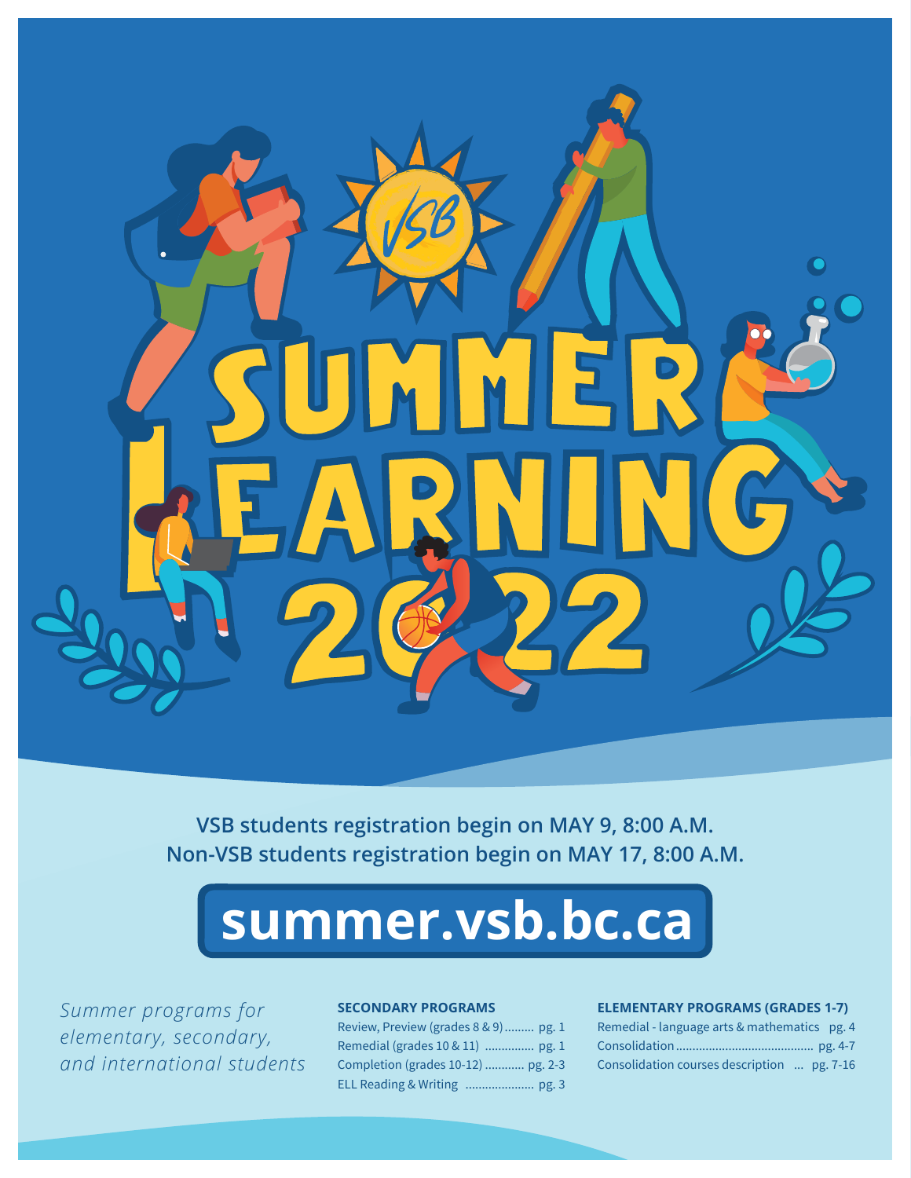# SUMMER LEARNING 2022

VSB students registration begin on MAY 9, 8:00 A.M.
Non-VSB students registration begin on MAY 17, 8:00 A.M.

## summer.vsb.bc.ca

*Summer programs for elementary, secondary, and international students*

**SECONDARY PROGRAMS**

- Review, Preview (grades 8 & 9) ......... pg. 1
- Remedial (grades 10 & 11) ............... pg. 1
- Completion (grades 10-12) ............ pg. 2-3
- ELL Reading & Writing ..................... pg. 3

**ELEMENTARY PROGRAMS (GRADES 1-7)**

- Remedial - language arts & mathematics pg. 4
- Consolidation ......................................... pg. 4-7
- Consolidation courses description ... pg. 7-16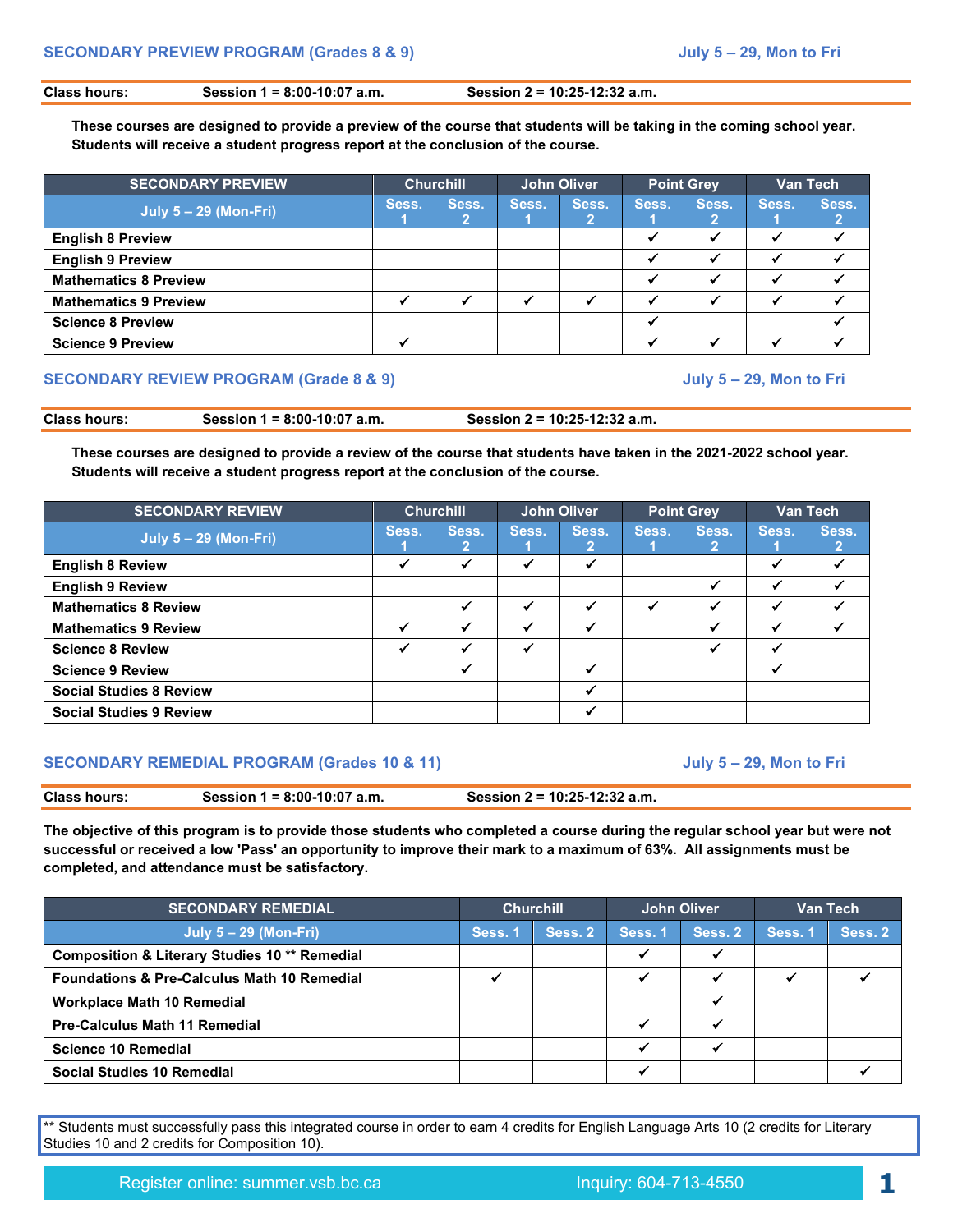## SECONDARY PREVIEW PROGRAM (Grades 8 & 9) — July 5 – 29, Mon to Fri

**Class hours:** Session 1 = 8:00-10:07 a.m. Session 2 = 10:25-12:32 a.m.

**These courses are designed to provide a preview of the course that students will be taking in the coming school year. Students will receive a student progress report at the conclusion of the course.**

| SECONDARY PREVIEW | Churchill | | John Oliver | | Point Grey | | Van Tech | |
|---|---|---|---|---|---|---|---|---|
| July 5 – 29 (Mon-Fri) | Sess. 1 | Sess. 2 | Sess. 1 | Sess. 2 | Sess. 1 | Sess. 2 | Sess. 1 | Sess. 2 |
| English 8 Preview | | | | | ✔ | ✔ | ✔ | ✔ |
| English 9 Preview | | | | | ✔ | ✔ | ✔ | ✔ |
| Mathematics 8 Preview | | | | | ✔ | ✔ | ✔ | ✔ |
| Mathematics 9 Preview | ✔ | ✔ | ✔ | ✔ | ✔ | ✔ | ✔ | ✔ |
| Science 8 Preview | | | | | ✔ | | | ✔ |
| Science 9 Preview | ✔ | | | | ✔ | ✔ | ✔ | ✔ |

## SECONDARY REVIEW PROGRAM (Grade 8 & 9) — July 5 – 29, Mon to Fri

**Class hours:** Session 1 = 8:00-10:07 a.m. Session 2 = 10:25-12:32 a.m.

**These courses are designed to provide a review of the course that students have taken in the 2021-2022 school year. Students will receive a student progress report at the conclusion of the course.**

| SECONDARY REVIEW | Churchill | | John Oliver | | Point Grey | | Van Tech | |
|---|---|---|---|---|---|---|---|---|
| July 5 – 29 (Mon-Fri) | Sess. 1 | Sess. 2 | Sess. 1 | Sess. 2 | Sess. 1 | Sess. 2 | Sess. 1 | Sess. 2 |
| English 8 Review | ✔ | ✔ | ✔ | ✔ | | | ✔ | ✔ |
| English 9 Review | | | | | | ✔ | ✔ | ✔ |
| Mathematics 8 Review | | ✔ | ✔ | ✔ | ✔ | ✔ | ✔ | ✔ |
| Mathematics 9 Review | ✔ | ✔ | ✔ | ✔ | | ✔ | ✔ | ✔ |
| Science 8 Review | ✔ | ✔ | ✔ | | | ✔ | ✔ | |
| Science 9 Review | | ✔ | | ✔ | | | ✔ | |
| Social Studies 8 Review | | | | ✔ | | | | |
| Social Studies 9 Review | | | | ✔ | | | | |

## SECONDARY REMEDIAL PROGRAM (Grades 10 & 11) — July 5 – 29, Mon to Fri

**Class hours:** Session 1 = 8:00-10:07 a.m. Session 2 = 10:25-12:32 a.m.

**The objective of this program is to provide those students who completed a course during the regular school year but were not successful or received a low 'Pass' an opportunity to improve their mark to a maximum of 63%. All assignments must be completed, and attendance must be satisfactory.**

| SECONDARY REMEDIAL | Churchill | | John Oliver | | Van Tech | |
|---|---|---|---|---|---|---|
| July 5 – 29 (Mon-Fri) | Sess. 1 | Sess. 2 | Sess. 1 | Sess. 2 | Sess. 1 | Sess. 2 |
| Composition & Literary Studies 10 ** Remedial | | | ✔ | ✔ | | |
| Foundations & Pre-Calculus Math 10 Remedial | ✔ | | ✔ | ✔ | ✔ | ✔ |
| Workplace Math 10 Remedial | | | | ✔ | | |
| Pre-Calculus Math 11 Remedial | | | ✔ | ✔ | | |
| Science 10 Remedial | | | ✔ | ✔ | | |
| Social Studies 10 Remedial | | | ✔ | | | ✔ |

** Students must successfully pass this integrated course in order to earn 4 credits for English Language Arts 10 (2 credits for Literary Studies 10 and 2 credits for Composition 10).

Register online: summer.vsb.bc.ca Inquiry: 604-713-4550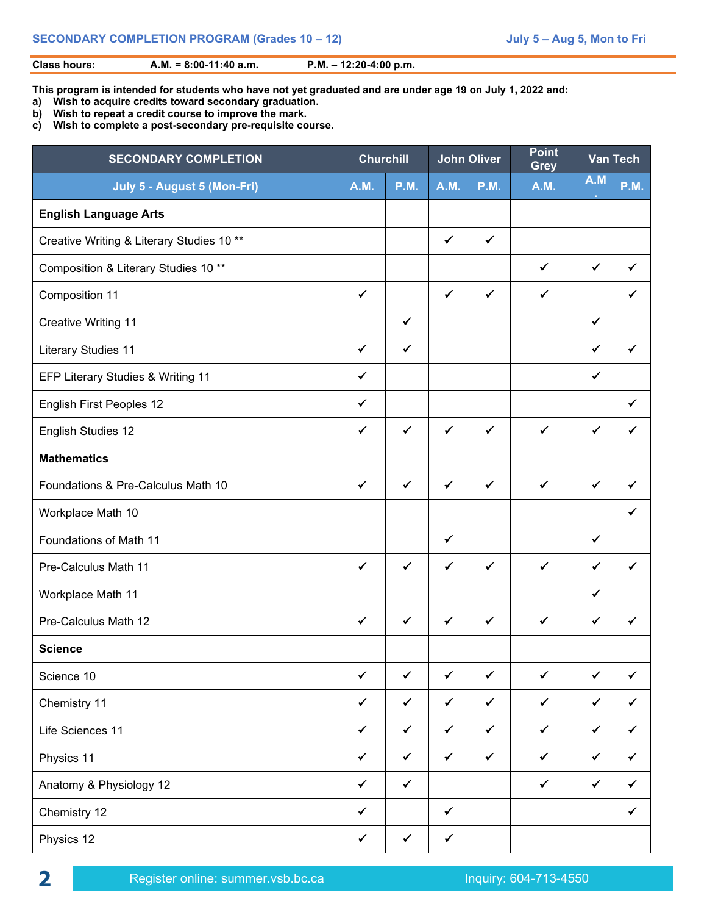## SECONDARY COMPLETION PROGRAM (Grades 10 – 12)

**July 5 – Aug 5, Mon to Fri**

**Class hours:** **A.M. = 8:00-11:40 a.m.** **P.M. – 12:20-4:00 p.m.**

**This program is intended for students who have not yet graduated and are under age 19 on July 1, 2022 and:**

a) **Wish to acquire credits toward secondary graduation.**
b) **Wish to repeat a credit course to improve the mark.**
c) **Wish to complete a post-secondary pre-requisite course.**

| SECONDARY COMPLETION | Churchill | | John Oliver | | Point Grey | Van Tech | |
|---|---|---|---|---|---|---|---|
| July 5 - August 5 (Mon-Fri) | A.M. | P.M. | A.M. | P.M. | A.M. | A.M. | P.M. |
| **English Language Arts** | | | | | | | |
| Creative Writing & Literary Studies 10 ** | | | ✓ | ✓ | | | |
| Composition & Literary Studies 10 ** | | | | | ✓ | ✓ | ✓ |
| Composition 11 | ✓ | | ✓ | ✓ | ✓ | | ✓ |
| Creative Writing 11 | | ✓ | | | | ✓ | |
| Literary Studies 11 | ✓ | ✓ | | | | ✓ | ✓ |
| EFP Literary Studies & Writing 11 | ✓ | | | | | ✓ | |
| English First Peoples 12 | ✓ | | | | | | ✓ |
| English Studies 12 | ✓ | ✓ | ✓ | ✓ | ✓ | ✓ | ✓ |
| **Mathematics** | | | | | | | |
| Foundations & Pre-Calculus Math 10 | ✓ | ✓ | ✓ | ✓ | ✓ | ✓ | ✓ |
| Workplace Math 10 | | | | | | | ✓ |
| Foundations of Math 11 | | | ✓ | | | ✓ | |
| Pre-Calculus Math 11 | ✓ | ✓ | ✓ | ✓ | ✓ | ✓ | ✓ |
| Workplace Math 11 | | | | | | ✓ | |
| Pre-Calculus Math 12 | ✓ | ✓ | ✓ | ✓ | ✓ | ✓ | ✓ |
| **Science** | | | | | | | |
| Science 10 | ✓ | ✓ | ✓ | ✓ | ✓ | ✓ | ✓ |
| Chemistry 11 | ✓ | ✓ | ✓ | ✓ | ✓ | ✓ | ✓ |
| Life Sciences 11 | ✓ | ✓ | ✓ | ✓ | ✓ | ✓ | ✓ |
| Physics 11 | ✓ | ✓ | ✓ | ✓ | ✓ | ✓ | ✓ |
| Anatomy & Physiology 12 | ✓ | ✓ | | | ✓ | ✓ | ✓ |
| Chemistry 12 | ✓ | | ✓ | | | | ✓ |
| Physics 12 | ✓ | ✓ | ✓ | | | | |

Register online: summer.vsb.bc.ca Inquiry: 604-713-4550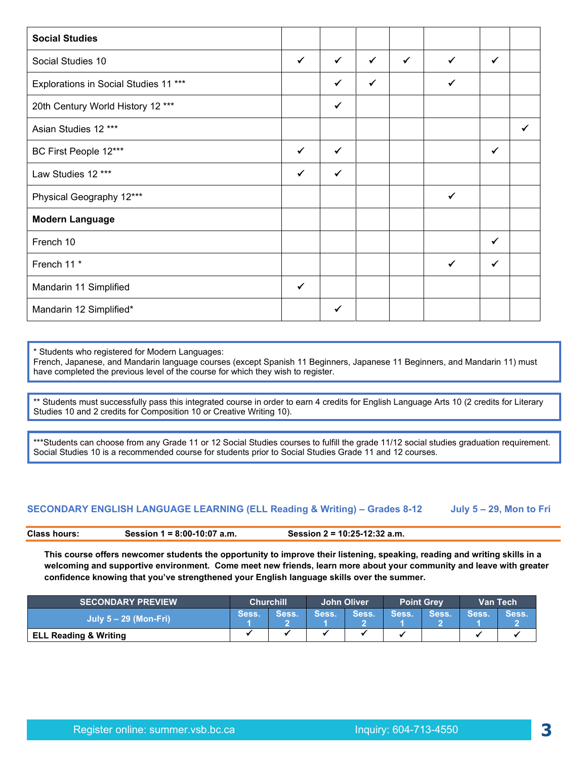| Social Studies | | | | | | | |
|---|---|---|---|---|---|---|---|
| Social Studies 10 | ✔ | ✔ | ✔ | ✔ | ✔ | ✔ | |
| Explorations in Social Studies 11 *** | | ✔ | ✔ | | ✔ | | |
| 20th Century World History 12 *** | | ✔ | | | | | |
| Asian Studies 12 *** | | | | | | | ✔ |
| BC First People 12*** | ✔ | ✔ | | | | ✔ | |
| Law Studies 12 *** | ✔ | ✔ | | | | | |
| Physical Geography 12*** | | | | | ✔ | | |
| **Modern Language** | | | | | | | |
| French 10 | | | | | | ✔ | |
| French 11 * | | | | | ✔ | ✔ | |
| Mandarin 11 Simplified | ✔ | | | | | | |
| Mandarin 12 Simplified* | | ✔ | | | | | |

* Students who registered for Modern Languages:
French, Japanese, and Mandarin language courses (except Spanish 11 Beginners, Japanese 11 Beginners, and Mandarin 11) must have completed the previous level of the course for which they wish to register.

** Students must successfully pass this integrated course in order to earn 4 credits for English Language Arts 10 (2 credits for Literary Studies 10 and 2 credits for Composition 10 or Creative Writing 10).

***Students can choose from any Grade 11 or 12 Social Studies courses to fulfill the grade 11/12 social studies graduation requirement. Social Studies 10 is a recommended course for students prior to Social Studies Grade 11 and 12 courses.

## SECONDARY ENGLISH LANGUAGE LEARNING (ELL Reading & Writing) – Grades 8-12 July 5 – 29, Mon to Fri

**Class hours:** **Session 1 = 8:00-10:07 a.m.** **Session 2 = 10:25-12:32 a.m.**

**This course offers newcomer students the opportunity to improve their listening, speaking, reading and writing skills in a welcoming and supportive environment. Come meet new friends, learn more about your community and leave with greater confidence knowing that you've strengthened your English language skills over the summer.**

| SECONDARY PREVIEW | Churchill | | John Oliver | | Point Grey | | Van Tech | |
|---|---|---|---|---|---|---|---|---|
| July 5 – 29 (Mon-Fri) | Sess. 1 | Sess. 2 | Sess. 1 | Sess. 2 | Sess. 1 | Sess. 2 | Sess. 1 | Sess. 2 |
| **ELL Reading & Writing** | ✔ | ✔ | ✔ | ✔ | ✔ | | ✔ | ✔ |

Register online: summer.vsb.bc.ca Inquiry: 604-713-4550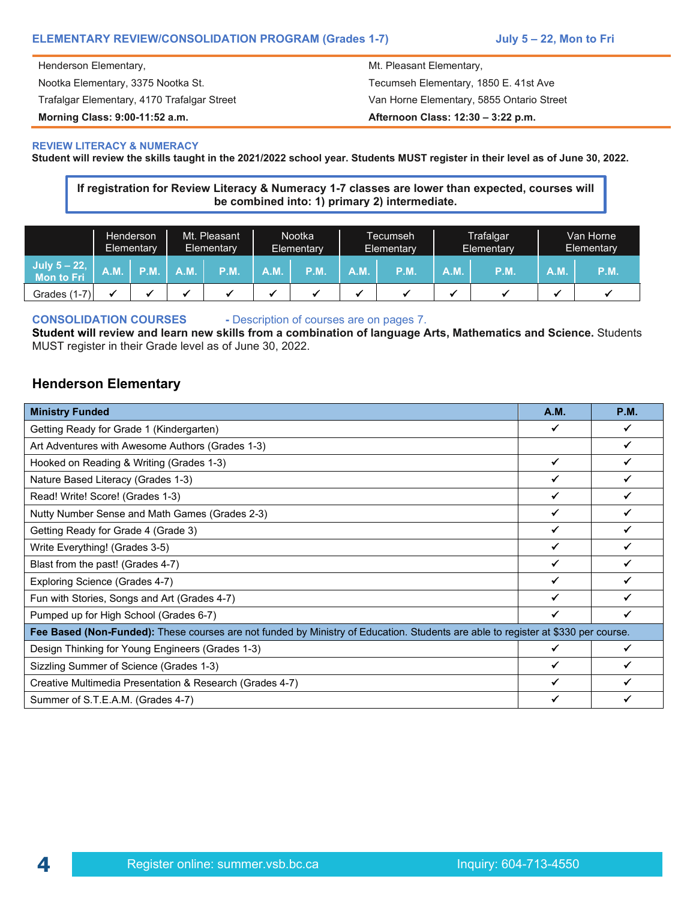## ELEMENTARY REVIEW/CONSOLIDATION PROGRAM (Grades 1-7) July 5 – 22, Mon to Fri

| | |
|---|---|
| Henderson Elementary, | Mt. Pleasant Elementary, |
| Nootka Elementary, 3375 Nootka St. | Tecumseh Elementary, 1850 E. 41st Ave |
| Trafalgar Elementary, 4170 Trafalgar Street | Van Horne Elementary, 5855 Ontario Street |
| **Morning Class: 9:00-11:52 a.m.** | **Afternoon Class: 12:30 – 3:22 p.m.** |

### REVIEW LITERACY & NUMERACY

**Student will review the skills taught in the 2021/2022 school year. Students MUST register in their level as of June 30, 2022.**

**If registration for Review Literacy & Numeracy 1-7 classes are lower than expected, courses will be combined into: 1) primary 2) intermediate.**

| | Henderson Elementary | | Mt. Pleasant Elementary | | Nootka Elementary | | Tecumseh Elementary | | Trafalgar Elementary | | Van Horne Elementary | |
|---|---|---|---|---|---|---|---|---|---|---|---|---|
| July 5 – 22, Mon to Fri | A.M. | P.M. | A.M. | P.M. | A.M. | P.M. | A.M. | P.M. | A.M. | P.M. | A.M. | P.M. |
| Grades (1-7) | ✔ | ✔ | ✔ | ✔ | ✔ | ✔ | ✔ | ✔ | ✔ | ✔ | ✔ | ✔ |

### CONSOLIDATION COURSES - Description of courses are on pages 7.

**Student will review and learn new skills from a combination of language Arts, Mathematics and Science.** Students MUST register in their Grade level as of June 30, 2022.

## Henderson Elementary

| Ministry Funded | A.M. | P.M. |
|---|---|---|
| Getting Ready for Grade 1 (Kindergarten) | ✔ | ✔ |
| Art Adventures with Awesome Authors (Grades 1-3) | | ✔ |
| Hooked on Reading & Writing (Grades 1-3) | ✔ | ✔ |
| Nature Based Literacy (Grades 1-3) | ✔ | ✔ |
| Read! Write! Score! (Grades 1-3) | ✔ | ✔ |
| Nutty Number Sense and Math Games (Grades 2-3) | ✔ | ✔ |
| Getting Ready for Grade 4 (Grade 3) | ✔ | ✔ |
| Write Everything! (Grades 3-5) | ✔ | ✔ |
| Blast from the past! (Grades 4-7) | ✔ | ✔ |
| Exploring Science (Grades 4-7) | ✔ | ✔ |
| Fun with Stories, Songs and Art (Grades 4-7) | ✔ | ✔ |
| Pumped up for High School (Grades 6-7) | ✔ | ✔ |
| **Fee Based (Non-Funded):** These courses are not funded by Ministry of Education. Students are able to register at $330 per course. | | |
| Design Thinking for Young Engineers (Grades 1-3) | ✔ | ✔ |
| Sizzling Summer of Science (Grades 1-3) | ✔ | ✔ |
| Creative Multimedia Presentation & Research (Grades 4-7) | ✔ | ✔ |
| Summer of S.T.E.A.M. (Grades 4-7) | ✔ | ✔ |

Register online: summer.vsb.bc.ca Inquiry: 604-713-4550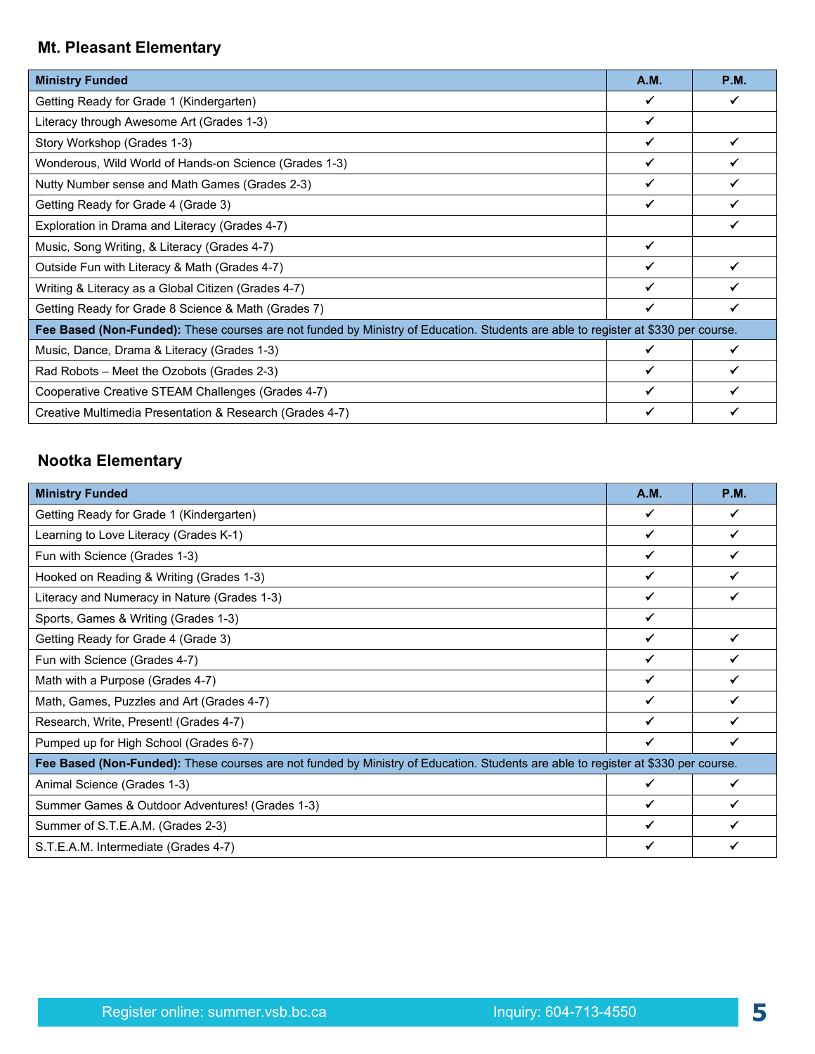## Mt. Pleasant Elementary

| Ministry Funded | A.M. | P.M. |
|---|---|---|
| Getting Ready for Grade 1 (Kindergarten) | ✓ | ✓ |
| Literacy through Awesome Art (Grades 1-3) | ✓ | |
| Story Workshop (Grades 1-3) | ✓ | ✓ |
| Wonderous, Wild World of Hands-on Science (Grades 1-3) | ✓ | ✓ |
| Nutty Number sense and Math Games (Grades 2-3) | ✓ | ✓ |
| Getting Ready for Grade 4 (Grade 3) | ✓ | ✓ |
| Exploration in Drama and Literacy (Grades 4-7) | | ✓ |
| Music, Song Writing, & Literacy (Grades 4-7) | ✓ | |
| Outside Fun with Literacy & Math (Grades 4-7) | ✓ | ✓ |
| Writing & Literacy as a Global Citizen (Grades 4-7) | ✓ | ✓ |
| Getting Ready for Grade 8 Science & Math (Grades 7) | ✓ | ✓ |
| **Fee Based (Non-Funded):** These courses are not funded by Ministry of Education. Students are able to register at $330 per course. | | |
| Music, Dance, Drama & Literacy (Grades 1-3) | ✓ | ✓ |
| Rad Robots – Meet the Ozobots (Grades 2-3) | ✓ | ✓ |
| Cooperative Creative STEAM Challenges (Grades 4-7) | ✓ | ✓ |
| Creative Multimedia Presentation & Research (Grades 4-7) | ✓ | ✓ |

## Nootka Elementary

| Ministry Funded | A.M. | P.M. |
|---|---|---|
| Getting Ready for Grade 1 (Kindergarten) | ✓ | ✓ |
| Learning to Love Literacy (Grades K-1) | ✓ | ✓ |
| Fun with Science (Grades 1-3) | ✓ | ✓ |
| Hooked on Reading & Writing (Grades 1-3) | ✓ | ✓ |
| Literacy and Numeracy in Nature (Grades 1-3) | ✓ | ✓ |
| Sports, Games & Writing (Grades 1-3) | ✓ | |
| Getting Ready for Grade 4 (Grade 3) | ✓ | ✓ |
| Fun with Science (Grades 4-7) | ✓ | ✓ |
| Math with a Purpose (Grades 4-7) | ✓ | ✓ |
| Math, Games, Puzzles and Art (Grades 4-7) | ✓ | ✓ |
| Research, Write, Present! (Grades 4-7) | ✓ | ✓ |
| Pumped up for High School (Grades 6-7) | ✓ | ✓ |
| **Fee Based (Non-Funded):** These courses are not funded by Ministry of Education. Students are able to register at $330 per course. | | |
| Animal Science (Grades 1-3) | ✓ | ✓ |
| Summer Games & Outdoor Adventures! (Grades 1-3) | ✓ | ✓ |
| Summer of S.T.E.A.M. (Grades 2-3) | ✓ | ✓ |
| S.T.E.A.M. Intermediate (Grades 4-7) | ✓ | ✓ |

Register online: summer.vsb.bc.ca Inquiry: 604-713-4550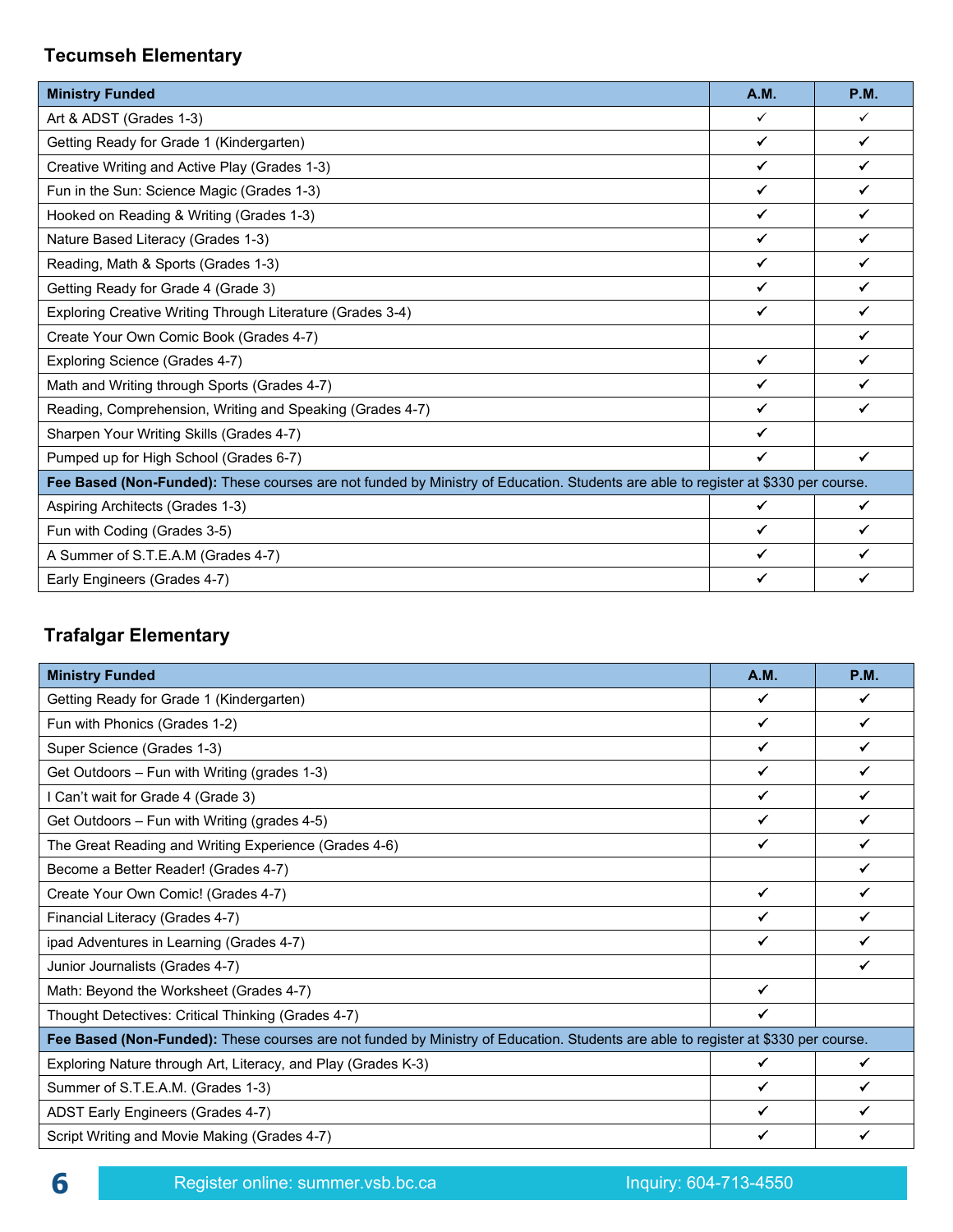## Tecumseh Elementary

| Ministry Funded | A.M. | P.M. |
|---|---|---|
| Art & ADST (Grades 1-3) | ✓ | ✓ |
| Getting Ready for Grade 1 (Kindergarten) | ✓ | ✓ |
| Creative Writing and Active Play (Grades 1-3) | ✓ | ✓ |
| Fun in the Sun: Science Magic (Grades 1-3) | ✓ | ✓ |
| Hooked on Reading & Writing (Grades 1-3) | ✓ | ✓ |
| Nature Based Literacy (Grades 1-3) | ✓ | ✓ |
| Reading, Math & Sports (Grades 1-3) | ✓ | ✓ |
| Getting Ready for Grade 4 (Grade 3) | ✓ | ✓ |
| Exploring Creative Writing Through Literature (Grades 3-4) | ✓ | ✓ |
| Create Your Own Comic Book (Grades 4-7) | | ✓ |
| Exploring Science (Grades 4-7) | ✓ | ✓ |
| Math and Writing through Sports (Grades 4-7) | ✓ | ✓ |
| Reading, Comprehension, Writing and Speaking (Grades 4-7) | ✓ | ✓ |
| Sharpen Your Writing Skills (Grades 4-7) | ✓ | |
| Pumped up for High School (Grades 6-7) | ✓ | ✓ |
| **Fee Based (Non-Funded):** These courses are not funded by Ministry of Education. Students are able to register at $330 per course. | | |
| Aspiring Architects (Grades 1-3) | ✓ | ✓ |
| Fun with Coding (Grades 3-5) | ✓ | ✓ |
| A Summer of S.T.E.A.M (Grades 4-7) | ✓ | ✓ |
| Early Engineers (Grades 4-7) | ✓ | ✓ |

## Trafalgar Elementary

| Ministry Funded | A.M. | P.M. |
|---|---|---|
| Getting Ready for Grade 1 (Kindergarten) | ✓ | ✓ |
| Fun with Phonics (Grades 1-2) | ✓ | ✓ |
| Super Science (Grades 1-3) | ✓ | ✓ |
| Get Outdoors – Fun with Writing (grades 1-3) | ✓ | ✓ |
| I Can't wait for Grade 4 (Grade 3) | ✓ | ✓ |
| Get Outdoors – Fun with Writing (grades 4-5) | ✓ | ✓ |
| The Great Reading and Writing Experience (Grades 4-6) | ✓ | ✓ |
| Become a Better Reader! (Grades 4-7) | | ✓ |
| Create Your Own Comic! (Grades 4-7) | ✓ | ✓ |
| Financial Literacy (Grades 4-7) | ✓ | ✓ |
| ipad Adventures in Learning (Grades 4-7) | ✓ | ✓ |
| Junior Journalists (Grades 4-7) | | ✓ |
| Math: Beyond the Worksheet (Grades 4-7) | ✓ | |
| Thought Detectives: Critical Thinking (Grades 4-7) | ✓ | |
| **Fee Based (Non-Funded):** These courses are not funded by Ministry of Education. Students are able to register at $330 per course. | | |
| Exploring Nature through Art, Literacy, and Play (Grades K-3) | ✓ | ✓ |
| Summer of S.T.E.A.M. (Grades 1-3) | ✓ | ✓ |
| ADST Early Engineers (Grades 4-7) | ✓ | ✓ |
| Script Writing and Movie Making (Grades 4-7) | ✓ | ✓ |

Register online: summer.vsb.bc.ca    Inquiry: 604-713-4550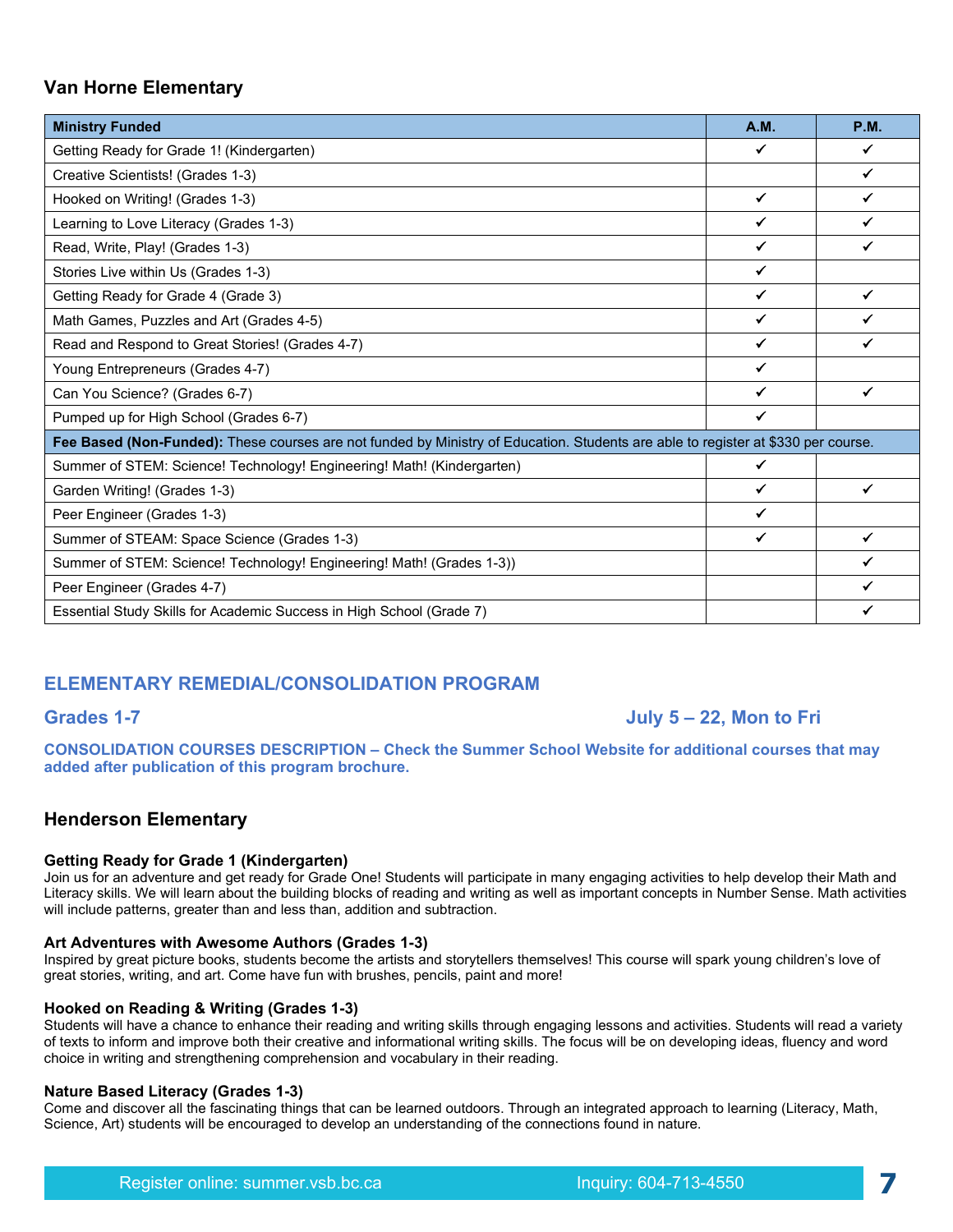## Van Horne Elementary

| Ministry Funded | A.M. | P.M. |
|---|---|---|
| Getting Ready for Grade 1! (Kindergarten) | ✔ | ✔ |
| Creative Scientists! (Grades 1-3) | | ✔ |
| Hooked on Writing! (Grades 1-3) | ✔ | ✔ |
| Learning to Love Literacy (Grades 1-3) | ✔ | ✔ |
| Read, Write, Play! (Grades 1-3) | ✔ | ✔ |
| Stories Live within Us (Grades 1-3) | ✔ | |
| Getting Ready for Grade 4 (Grade 3) | ✔ | ✔ |
| Math Games, Puzzles and Art (Grades 4-5) | ✔ | ✔ |
| Read and Respond to Great Stories! (Grades 4-7) | ✔ | ✔ |
| Young Entrepreneurs (Grades 4-7) | ✔ | |
| Can You Science? (Grades 6-7) | ✔ | ✔ |
| Pumped up for High School (Grades 6-7) | ✔ | |
| **Fee Based (Non-Funded):** These courses are not funded by Ministry of Education. Students are able to register at $330 per course. | | |
| Summer of STEM: Science! Technology! Engineering! Math! (Kindergarten) | ✔ | |
| Garden Writing! (Grades 1-3) | ✔ | ✔ |
| Peer Engineer (Grades 1-3) | ✔ | |
| Summer of STEAM: Space Science (Grades 1-3) | ✔ | ✔ |
| Summer of STEM: Science! Technology! Engineering! Math! (Grades 1-3)) | | ✔ |
| Peer Engineer (Grades 4-7) | | ✔ |
| Essential Study Skills for Academic Success in High School (Grade 7) | | ✔ |

## ELEMENTARY REMEDIAL/CONSOLIDATION PROGRAM

### Grades 1-7 — July 5 – 22, Mon to Fri

**CONSOLIDATION COURSES DESCRIPTION – Check the Summer School Website for additional courses that may added after publication of this program brochure.**

## Henderson Elementary

**Getting Ready for Grade 1 (Kindergarten)**
Join us for an adventure and get ready for Grade One! Students will participate in many engaging activities to help develop their Math and Literacy skills. We will learn about the building blocks of reading and writing as well as important concepts in Number Sense. Math activities will include patterns, greater than and less than, addition and subtraction.

**Art Adventures with Awesome Authors (Grades 1-3)**
Inspired by great picture books, students become the artists and storytellers themselves! This course will spark young children's love of great stories, writing, and art. Come have fun with brushes, pencils, paint and more!

**Hooked on Reading & Writing (Grades 1-3)**
Students will have a chance to enhance their reading and writing skills through engaging lessons and activities. Students will read a variety of texts to inform and improve both their creative and informational writing skills. The focus will be on developing ideas, fluency and word choice in writing and strengthening comprehension and vocabulary in their reading.

**Nature Based Literacy (Grades 1-3)**
Come and discover all the fascinating things that can be learned outdoors. Through an integrated approach to learning (Literacy, Math, Science, Art) students will be encouraged to develop an understanding of the connections found in nature.

Register online: summer.vsb.bc.ca — Inquiry: 604-713-4550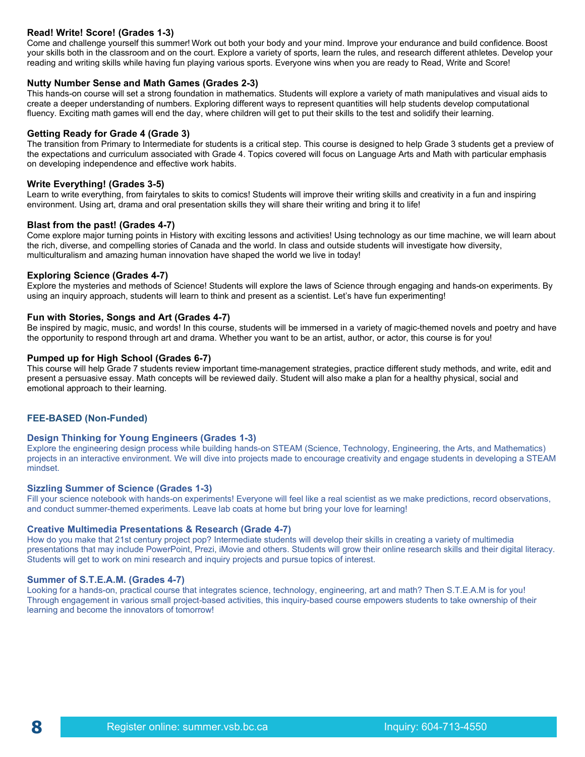### Read! Write! Score! (Grades 1-3)

Come and challenge yourself this summer! Work out both your body and your mind. Improve your endurance and build confidence. Boost your skills both in the classroom and on the court. Explore a variety of sports, learn the rules, and research different athletes. Develop your reading and writing skills while having fun playing various sports. Everyone wins when you are ready to Read, Write and Score!

### Nutty Number Sense and Math Games (Grades 2-3)

This hands-on course will set a strong foundation in mathematics. Students will explore a variety of math manipulatives and visual aids to create a deeper understanding of numbers. Exploring different ways to represent quantities will help students develop computational fluency. Exciting math games will end the day, where children will get to put their skills to the test and solidify their learning.

### Getting Ready for Grade 4 (Grade 3)

The transition from Primary to Intermediate for students is a critical step. This course is designed to help Grade 3 students get a preview of the expectations and curriculum associated with Grade 4. Topics covered will focus on Language Arts and Math with particular emphasis on developing independence and effective work habits.

### Write Everything! (Grades 3-5)

Learn to write everything, from fairytales to skits to comics! Students will improve their writing skills and creativity in a fun and inspiring environment. Using art, drama and oral presentation skills they will share their writing and bring it to life!

### Blast from the past! (Grades 4-7)

Come explore major turning points in History with exciting lessons and activities! Using technology as our time machine, we will learn about the rich, diverse, and compelling stories of Canada and the world. In class and outside students will investigate how diversity, multiculturalism and amazing human innovation have shaped the world we live in today!

### Exploring Science (Grades 4-7)

Explore the mysteries and methods of Science! Students will explore the laws of Science through engaging and hands-on experiments. By using an inquiry approach, students will learn to think and present as a scientist. Let's have fun experimenting!

### Fun with Stories, Songs and Art (Grades 4-7)

Be inspired by magic, music, and words! In this course, students will be immersed in a variety of magic-themed novels and poetry and have the opportunity to respond through art and drama. Whether you want to be an artist, author, or actor, this course is for you!

### Pumped up for High School (Grades 6-7)

This course will help Grade 7 students review important time-management strategies, practice different study methods, and write, edit and present a persuasive essay. Math concepts will be reviewed daily. Student will also make a plan for a healthy physical, social and emotional approach to their learning.

## FEE-BASED (Non-Funded)

### Design Thinking for Young Engineers (Grades 1-3)

Explore the engineering design process while building hands-on STEAM (Science, Technology, Engineering, the Arts, and Mathematics) projects in an interactive environment. We will dive into projects made to encourage creativity and engage students in developing a STEAM mindset.

### Sizzling Summer of Science (Grades 1-3)

Fill your science notebook with hands-on experiments! Everyone will feel like a real scientist as we make predictions, record observations, and conduct summer-themed experiments. Leave lab coats at home but bring your love for learning!

### Creative Multimedia Presentations & Research (Grade 4-7)

How do you make that 21st century project pop? Intermediate students will develop their skills in creating a variety of multimedia presentations that may include PowerPoint, Prezi, iMovie and others. Students will grow their online research skills and their digital literacy. Students will get to work on mini research and inquiry projects and pursue topics of interest.

### Summer of S.T.E.A.M. (Grades 4-7)

Looking for a hands-on, practical course that integrates science, technology, engineering, art and math? Then S.T.E.A.M is for you! Through engagement in various small project-based activities, this inquiry-based course empowers students to take ownership of their learning and become the innovators of tomorrow!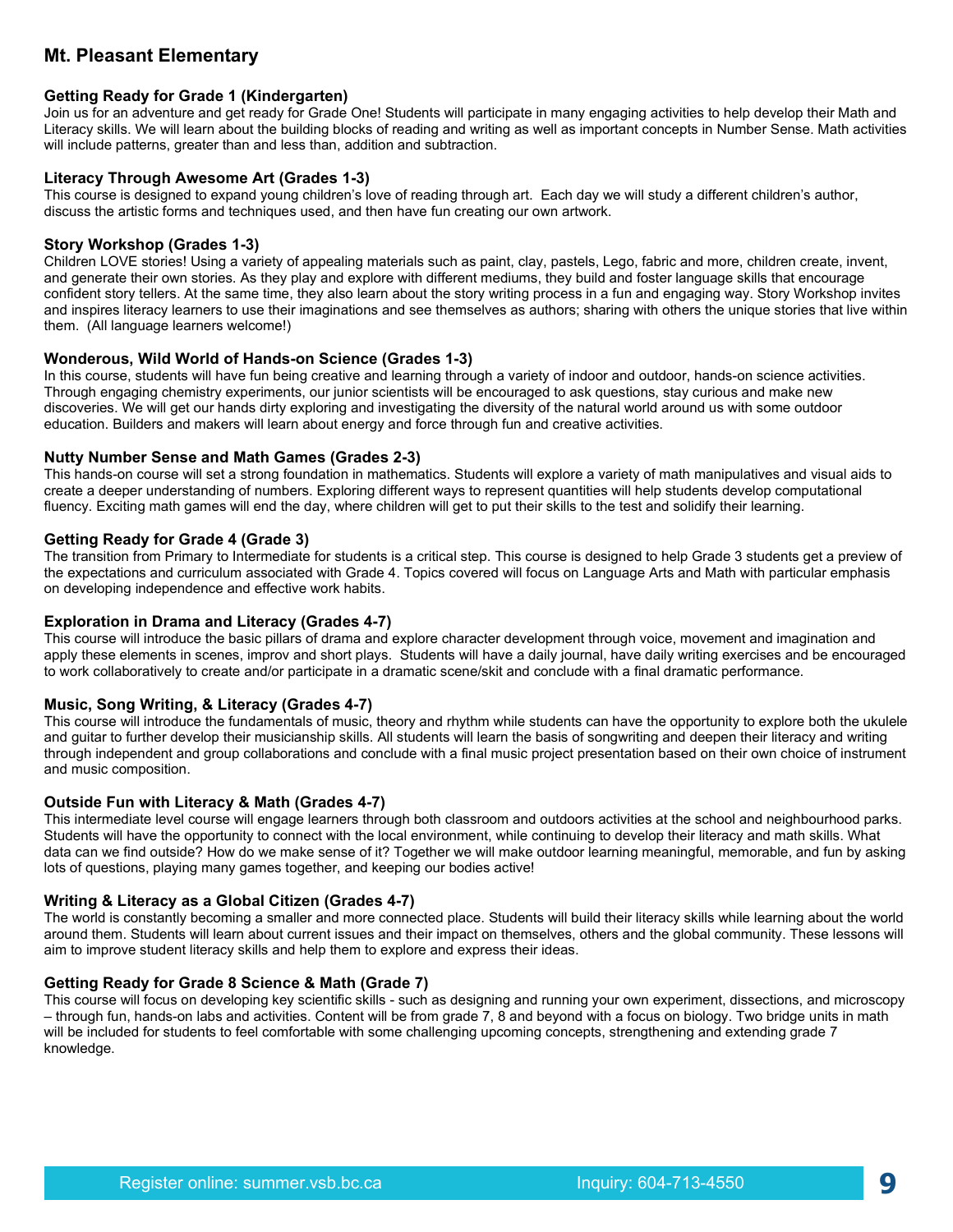## Mt. Pleasant Elementary

### Getting Ready for Grade 1 (Kindergarten)

Join us for an adventure and get ready for Grade One! Students will participate in many engaging activities to help develop their Math and Literacy skills. We will learn about the building blocks of reading and writing as well as important concepts in Number Sense. Math activities will include patterns, greater than and less than, addition and subtraction.

### Literacy Through Awesome Art (Grades 1-3)

This course is designed to expand young children's love of reading through art. Each day we will study a different children's author, discuss the artistic forms and techniques used, and then have fun creating our own artwork.

### Story Workshop (Grades 1-3)

Children LOVE stories! Using a variety of appealing materials such as paint, clay, pastels, Lego, fabric and more, children create, invent, and generate their own stories. As they play and explore with different mediums, they build and foster language skills that encourage confident story tellers. At the same time, they also learn about the story writing process in a fun and engaging way. Story Workshop invites and inspires literacy learners to use their imaginations and see themselves as authors; sharing with others the unique stories that live within them. (All language learners welcome!)

### Wonderous, Wild World of Hands-on Science (Grades 1-3)

In this course, students will have fun being creative and learning through a variety of indoor and outdoor, hands-on science activities. Through engaging chemistry experiments, our junior scientists will be encouraged to ask questions, stay curious and make new discoveries. We will get our hands dirty exploring and investigating the diversity of the natural world around us with some outdoor education. Builders and makers will learn about energy and force through fun and creative activities.

### Nutty Number Sense and Math Games (Grades 2-3)

This hands-on course will set a strong foundation in mathematics. Students will explore a variety of math manipulatives and visual aids to create a deeper understanding of numbers. Exploring different ways to represent quantities will help students develop computational fluency. Exciting math games will end the day, where children will get to put their skills to the test and solidify their learning.

### Getting Ready for Grade 4 (Grade 3)

The transition from Primary to Intermediate for students is a critical step. This course is designed to help Grade 3 students get a preview of the expectations and curriculum associated with Grade 4. Topics covered will focus on Language Arts and Math with particular emphasis on developing independence and effective work habits.

### Exploration in Drama and Literacy (Grades 4-7)

This course will introduce the basic pillars of drama and explore character development through voice, movement and imagination and apply these elements in scenes, improv and short plays. Students will have a daily journal, have daily writing exercises and be encouraged to work collaboratively to create and/or participate in a dramatic scene/skit and conclude with a final dramatic performance.

### Music, Song Writing, & Literacy (Grades 4-7)

This course will introduce the fundamentals of music, theory and rhythm while students can have the opportunity to explore both the ukulele and guitar to further develop their musicianship skills. All students will learn the basis of songwriting and deepen their literacy and writing through independent and group collaborations and conclude with a final music project presentation based on their own choice of instrument and music composition.

### Outside Fun with Literacy & Math (Grades 4-7)

This intermediate level course will engage learners through both classroom and outdoors activities at the school and neighbourhood parks. Students will have the opportunity to connect with the local environment, while continuing to develop their literacy and math skills. What data can we find outside? How do we make sense of it? Together we will make outdoor learning meaningful, memorable, and fun by asking lots of questions, playing many games together, and keeping our bodies active!

### Writing & Literacy as a Global Citizen (Grades 4-7)

The world is constantly becoming a smaller and more connected place. Students will build their literacy skills while learning about the world around them. Students will learn about current issues and their impact on themselves, others and the global community. These lessons will aim to improve student literacy skills and help them to explore and express their ideas.

### Getting Ready for Grade 8 Science & Math (Grade 7)

This course will focus on developing key scientific skills - such as designing and running your own experiment, dissections, and microscopy – through fun, hands-on labs and activities. Content will be from grade 7, 8 and beyond with a focus on biology. Two bridge units in math will be included for students to feel comfortable with some challenging upcoming concepts, strengthening and extending grade 7 knowledge.

Register online: summer.vsb.bc.ca   Inquiry: 604-713-4550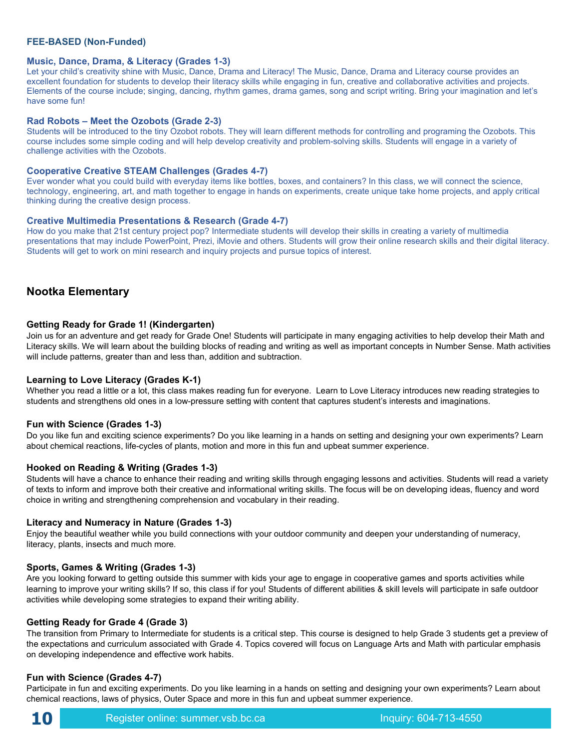### FEE-BASED (Non-Funded)

**Music, Dance, Drama, & Literacy (Grades 1-3)**
Let your child's creativity shine with Music, Dance, Drama and Literacy! The Music, Dance, Drama and Literacy course provides an excellent foundation for students to develop their literacy skills while engaging in fun, creative and collaborative activities and projects. Elements of the course include; singing, dancing, rhythm games, drama games, song and script writing. Bring your imagination and let's have some fun!

**Rad Robots – Meet the Ozobots (Grade 2-3)**
Students will be introduced to the tiny Ozobot robots. They will learn different methods for controlling and programing the Ozobots. This course includes some simple coding and will help develop creativity and problem-solving skills. Students will engage in a variety of challenge activities with the Ozobots.

**Cooperative Creative STEAM Challenges (Grades 4-7)**
Ever wonder what you could build with everyday items like bottles, boxes, and containers? In this class, we will connect the science, technology, engineering, art, and math together to engage in hands on experiments, create unique take home projects, and apply critical thinking during the creative design process.

**Creative Multimedia Presentations & Research (Grade 4-7)**
How do you make that 21st century project pop? Intermediate students will develop their skills in creating a variety of multimedia presentations that may include PowerPoint, Prezi, iMovie and others. Students will grow their online research skills and their digital literacy. Students will get to work on mini research and inquiry projects and pursue topics of interest.

## Nootka Elementary

**Getting Ready for Grade 1! (Kindergarten)**
Join us for an adventure and get ready for Grade One! Students will participate in many engaging activities to help develop their Math and Literacy skills. We will learn about the building blocks of reading and writing as well as important concepts in Number Sense. Math activities will include patterns, greater than and less than, addition and subtraction.

**Learning to Love Literacy (Grades K-1)**
Whether you read a little or a lot, this class makes reading fun for everyone. Learn to Love Literacy introduces new reading strategies to students and strengthens old ones in a low-pressure setting with content that captures student's interests and imaginations.

**Fun with Science (Grades 1-3)**
Do you like fun and exciting science experiments? Do you like learning in a hands on setting and designing your own experiments? Learn about chemical reactions, life-cycles of plants, motion and more in this fun and upbeat summer experience.

**Hooked on Reading & Writing (Grades 1-3)**
Students will have a chance to enhance their reading and writing skills through engaging lessons and activities. Students will read a variety of texts to inform and improve both their creative and informational writing skills. The focus will be on developing ideas, fluency and word choice in writing and strengthening comprehension and vocabulary in their reading.

**Literacy and Numeracy in Nature (Grades 1-3)**
Enjoy the beautiful weather while you build connections with your outdoor community and deepen your understanding of numeracy, literacy, plants, insects and much more.

**Sports, Games & Writing (Grades 1-3)**
Are you looking forward to getting outside this summer with kids your age to engage in cooperative games and sports activities while learning to improve your writing skills? If so, this class if for you! Students of different abilities & skill levels will participate in safe outdoor activities while developing some strategies to expand their writing ability.

**Getting Ready for Grade 4 (Grade 3)**
The transition from Primary to Intermediate for students is a critical step. This course is designed to help Grade 3 students get a preview of the expectations and curriculum associated with Grade 4. Topics covered will focus on Language Arts and Math with particular emphasis on developing independence and effective work habits.

**Fun with Science (Grades 4-7)**
Participate in fun and exciting experiments. Do you like learning in a hands on setting and designing your own experiments? Learn about chemical reactions, laws of physics, Outer Space and more in this fun and upbeat summer experience.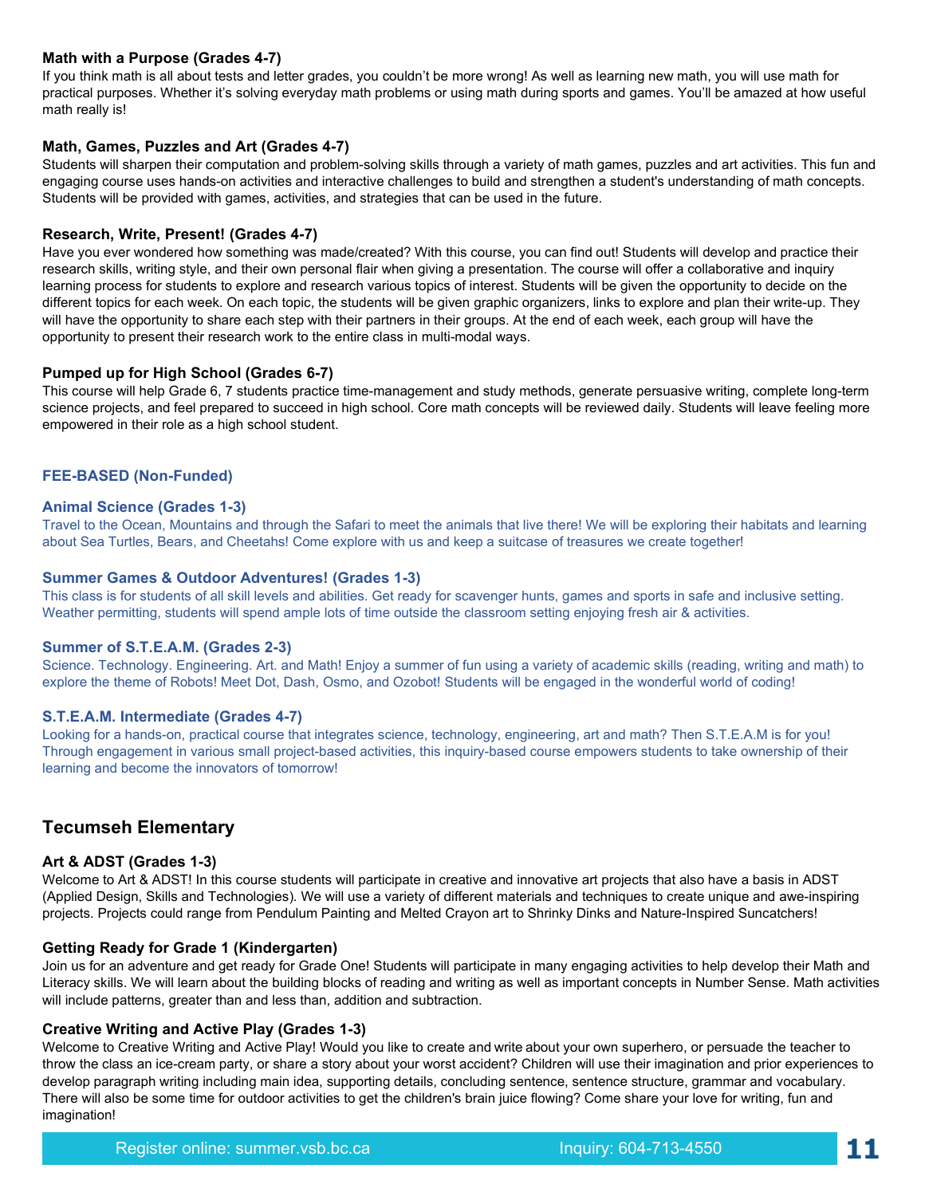**Math with a Purpose (Grades 4-7)**
If you think math is all about tests and letter grades, you couldn't be more wrong! As well as learning new math, you will use math for practical purposes. Whether it's solving everyday math problems or using math during sports and games. You'll be amazed at how useful math really is!

**Math, Games, Puzzles and Art (Grades 4-7)**
Students will sharpen their computation and problem-solving skills through a variety of math games, puzzles and art activities. This fun and engaging course uses hands-on activities and interactive challenges to build and strengthen a student's understanding of math concepts. Students will be provided with games, activities, and strategies that can be used in the future.

**Research, Write, Present! (Grades 4-7)**
Have you ever wondered how something was made/created? With this course, you can find out! Students will develop and practice their research skills, writing style, and their own personal flair when giving a presentation. The course will offer a collaborative and inquiry learning process for students to explore and research various topics of interest. Students will be given the opportunity to decide on the different topics for each week. On each topic, the students will be given graphic organizers, links to explore and plan their write-up. They will have the opportunity to share each step with their partners in their groups. At the end of each week, each group will have the opportunity to present their research work to the entire class in multi-modal ways.

**Pumped up for High School (Grades 6-7)**
This course will help Grade 6, 7 students practice time-management and study methods, generate persuasive writing, complete long-term science projects, and feel prepared to succeed in high school. Core math concepts will be reviewed daily. Students will leave feeling more empowered in their role as a high school student.

**FEE-BASED (Non-Funded)**

**Animal Science (Grades 1-3)**
Travel to the Ocean, Mountains and through the Safari to meet the animals that live there! We will be exploring their habitats and learning about Sea Turtles, Bears, and Cheetahs! Come explore with us and keep a suitcase of treasures we create together!

**Summer Games & Outdoor Adventures! (Grades 1-3)**
This class is for students of all skill levels and abilities. Get ready for scavenger hunts, games and sports in safe and inclusive setting. Weather permitting, students will spend ample lots of time outside the classroom setting enjoying fresh air & activities.

**Summer of S.T.E.A.M. (Grades 2-3)**
Science. Technology. Engineering. Art. and Math! Enjoy a summer of fun using a variety of academic skills (reading, writing and math) to explore the theme of Robots! Meet Dot, Dash, Osmo, and Ozobot! Students will be engaged in the wonderful world of coding!

**S.T.E.A.M. Intermediate (Grades 4-7)**
Looking for a hands-on, practical course that integrates science, technology, engineering, art and math? Then S.T.E.A.M is for you! Through engagement in various small project-based activities, this inquiry-based course empowers students to take ownership of their learning and become the innovators of tomorrow!

## Tecumseh Elementary

**Art & ADST (Grades 1-3)**
Welcome to Art & ADST! In this course students will participate in creative and innovative art projects that also have a basis in ADST (Applied Design, Skills and Technologies). We will use a variety of different materials and techniques to create unique and awe-inspiring projects. Projects could range from Pendulum Painting and Melted Crayon art to Shrinky Dinks and Nature-Inspired Suncatchers!

**Getting Ready for Grade 1 (Kindergarten)**
Join us for an adventure and get ready for Grade One! Students will participate in many engaging activities to help develop their Math and Literacy skills. We will learn about the building blocks of reading and writing as well as important concepts in Number Sense. Math activities will include patterns, greater than and less than, addition and subtraction.

**Creative Writing and Active Play (Grades 1-3)**
Welcome to Creative Writing and Active Play! Would you like to create and write about your own superhero, or persuade the teacher to throw the class an ice-cream party, or share a story about your worst accident? Children will use their imagination and prior experiences to develop paragraph writing including main idea, supporting details, concluding sentence, sentence structure, grammar and vocabulary. There will also be some time for outdoor activities to get the children's brain juice flowing? Come share your love for writing, fun and imagination!

Register online: summer.vsb.bc.ca    Inquiry: 604-713-4550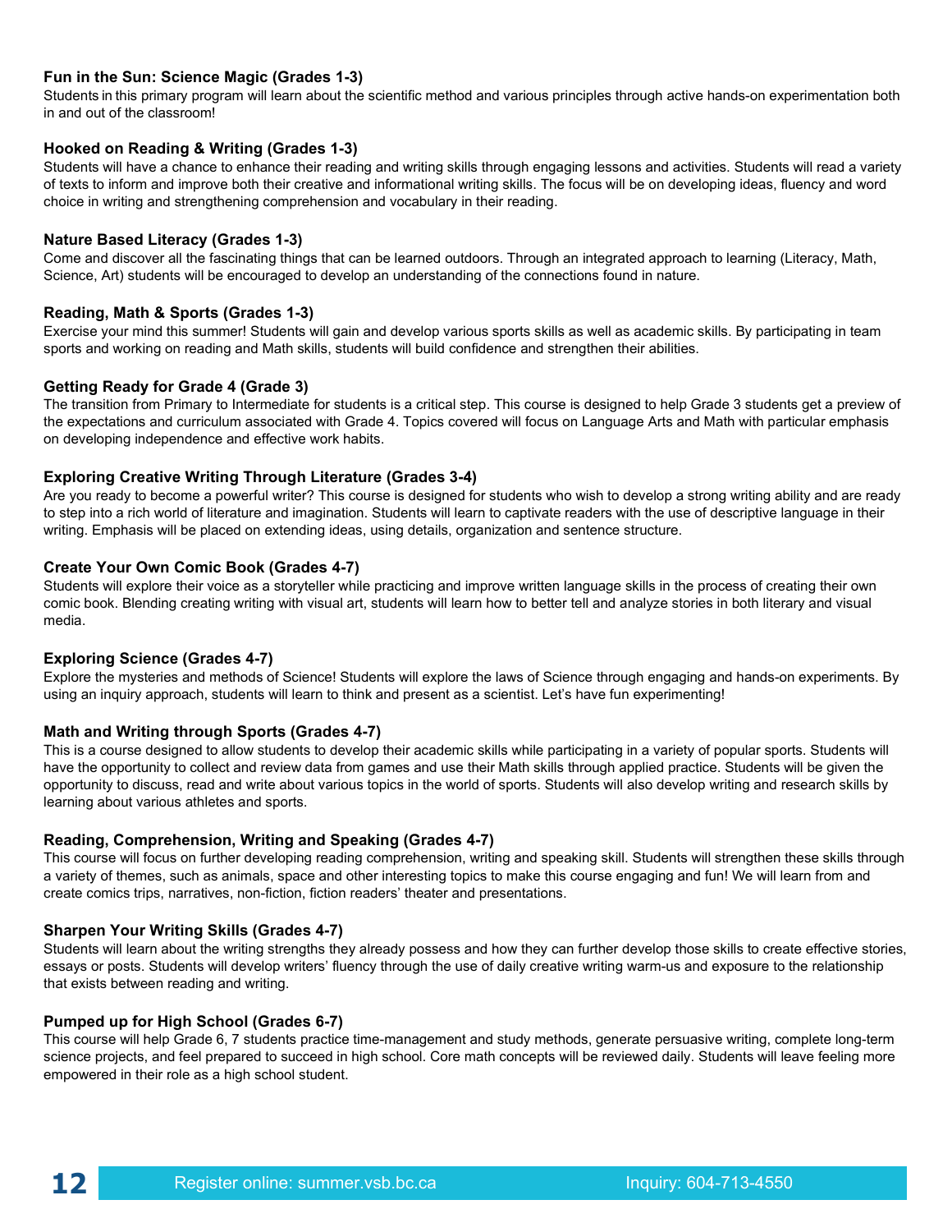### Fun in the Sun: Science Magic (Grades 1-3)

Students in this primary program will learn about the scientific method and various principles through active hands-on experimentation both in and out of the classroom!

### Hooked on Reading & Writing (Grades 1-3)

Students will have a chance to enhance their reading and writing skills through engaging lessons and activities. Students will read a variety of texts to inform and improve both their creative and informational writing skills. The focus will be on developing ideas, fluency and word choice in writing and strengthening comprehension and vocabulary in their reading.

### Nature Based Literacy (Grades 1-3)

Come and discover all the fascinating things that can be learned outdoors. Through an integrated approach to learning (Literacy, Math, Science, Art) students will be encouraged to develop an understanding of the connections found in nature.

### Reading, Math & Sports (Grades 1-3)

Exercise your mind this summer! Students will gain and develop various sports skills as well as academic skills. By participating in team sports and working on reading and Math skills, students will build confidence and strengthen their abilities.

### Getting Ready for Grade 4 (Grade 3)

The transition from Primary to Intermediate for students is a critical step. This course is designed to help Grade 3 students get a preview of the expectations and curriculum associated with Grade 4. Topics covered will focus on Language Arts and Math with particular emphasis on developing independence and effective work habits.

### Exploring Creative Writing Through Literature (Grades 3-4)

Are you ready to become a powerful writer? This course is designed for students who wish to develop a strong writing ability and are ready to step into a rich world of literature and imagination. Students will learn to captivate readers with the use of descriptive language in their writing. Emphasis will be placed on extending ideas, using details, organization and sentence structure.

### Create Your Own Comic Book (Grades 4-7)

Students will explore their voice as a storyteller while practicing and improve written language skills in the process of creating their own comic book. Blending creating writing with visual art, students will learn how to better tell and analyze stories in both literary and visual media.

### Exploring Science (Grades 4-7)

Explore the mysteries and methods of Science! Students will explore the laws of Science through engaging and hands-on experiments. By using an inquiry approach, students will learn to think and present as a scientist. Let's have fun experimenting!

### Math and Writing through Sports (Grades 4-7)

This is a course designed to allow students to develop their academic skills while participating in a variety of popular sports. Students will have the opportunity to collect and review data from games and use their Math skills through applied practice. Students will be given the opportunity to discuss, read and write about various topics in the world of sports. Students will also develop writing and research skills by learning about various athletes and sports.

### Reading, Comprehension, Writing and Speaking (Grades 4-7)

This course will focus on further developing reading comprehension, writing and speaking skill. Students will strengthen these skills through a variety of themes, such as animals, space and other interesting topics to make this course engaging and fun! We will learn from and create comics trips, narratives, non-fiction, fiction readers' theater and presentations.

### Sharpen Your Writing Skills (Grades 4-7)

Students will learn about the writing strengths they already possess and how they can further develop those skills to create effective stories, essays or posts. Students will develop writers' fluency through the use of daily creative writing warm-us and exposure to the relationship that exists between reading and writing.

### Pumped up for High School (Grades 6-7)

This course will help Grade 6, 7 students practice time-management and study methods, generate persuasive writing, complete long-term science projects, and feel prepared to succeed in high school. Core math concepts will be reviewed daily. Students will leave feeling more empowered in their role as a high school student.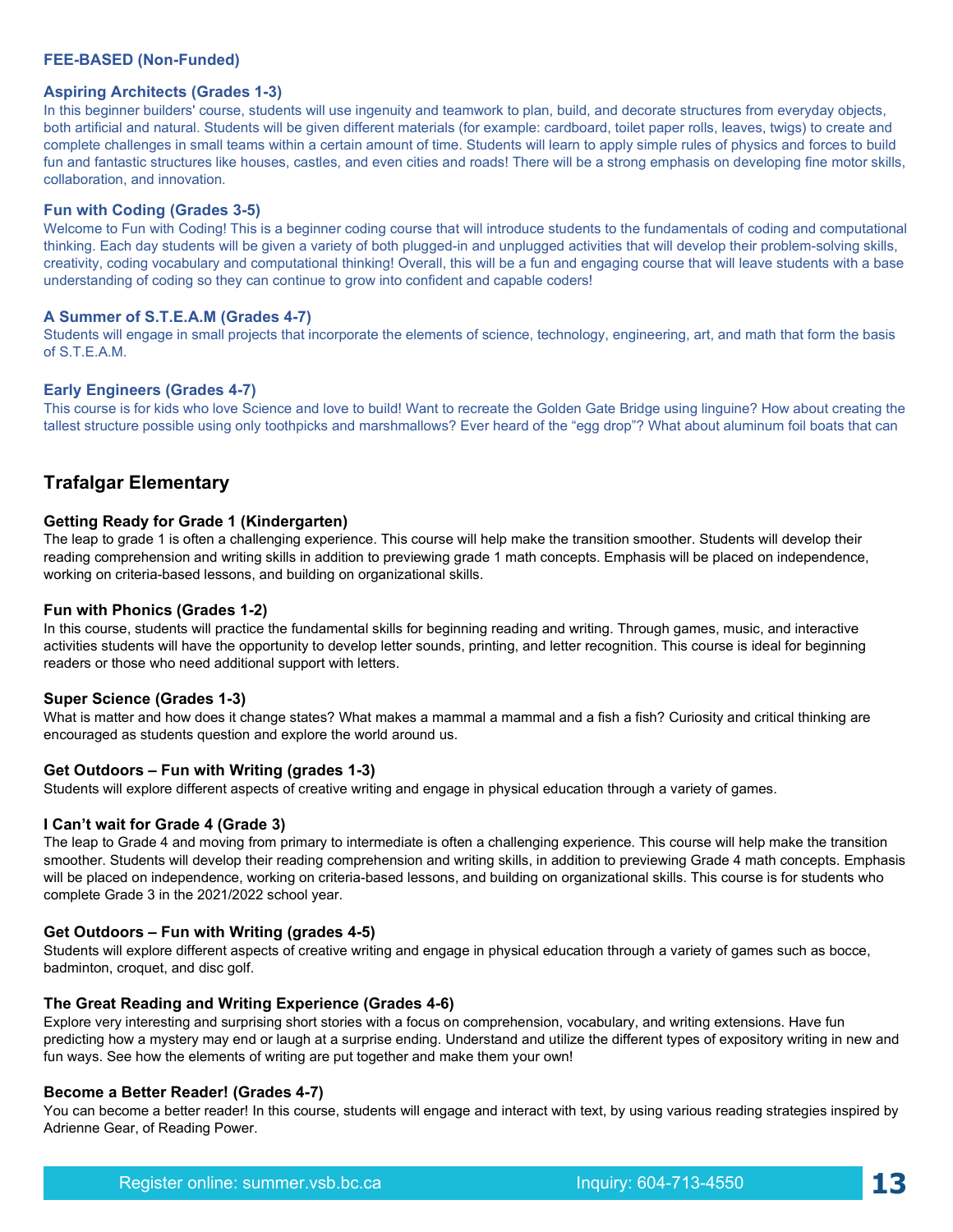**FEE-BASED (Non-Funded)**

### Aspiring Architects (Grades 1-3)

In this beginner builders' course, students will use ingenuity and teamwork to plan, build, and decorate structures from everyday objects, both artificial and natural. Students will be given different materials (for example: cardboard, toilet paper rolls, leaves, twigs) to create and complete challenges in small teams within a certain amount of time. Students will learn to apply simple rules of physics and forces to build fun and fantastic structures like houses, castles, and even cities and roads! There will be a strong emphasis on developing fine motor skills, collaboration, and innovation.

### Fun with Coding (Grades 3-5)

Welcome to Fun with Coding! This is a beginner coding course that will introduce students to the fundamentals of coding and computational thinking. Each day students will be given a variety of both plugged-in and unplugged activities that will develop their problem-solving skills, creativity, coding vocabulary and computational thinking! Overall, this will be a fun and engaging course that will leave students with a base understanding of coding so they can continue to grow into confident and capable coders!

### A Summer of S.T.E.A.M (Grades 4-7)

Students will engage in small projects that incorporate the elements of science, technology, engineering, art, and math that form the basis of S.T.E.A.M.

### Early Engineers (Grades 4-7)

This course is for kids who love Science and love to build! Want to recreate the Golden Gate Bridge using linguine? How about creating the tallest structure possible using only toothpicks and marshmallows? Ever heard of the "egg drop"? What about aluminum foil boats that can

## Trafalgar Elementary

### Getting Ready for Grade 1 (Kindergarten)

The leap to grade 1 is often a challenging experience. This course will help make the transition smoother. Students will develop their reading comprehension and writing skills in addition to previewing grade 1 math concepts. Emphasis will be placed on independence, working on criteria-based lessons, and building on organizational skills.

### Fun with Phonics (Grades 1-2)

In this course, students will practice the fundamental skills for beginning reading and writing. Through games, music, and interactive activities students will have the opportunity to develop letter sounds, printing, and letter recognition. This course is ideal for beginning readers or those who need additional support with letters.

### Super Science (Grades 1-3)

What is matter and how does it change states? What makes a mammal a mammal and a fish a fish? Curiosity and critical thinking are encouraged as students question and explore the world around us.

### Get Outdoors – Fun with Writing (grades 1-3)

Students will explore different aspects of creative writing and engage in physical education through a variety of games.

### I Can't wait for Grade 4 (Grade 3)

The leap to Grade 4 and moving from primary to intermediate is often a challenging experience. This course will help make the transition smoother. Students will develop their reading comprehension and writing skills, in addition to previewing Grade 4 math concepts. Emphasis will be placed on independence, working on criteria-based lessons, and building on organizational skills. This course is for students who complete Grade 3 in the 2021/2022 school year.

### Get Outdoors – Fun with Writing (grades 4-5)

Students will explore different aspects of creative writing and engage in physical education through a variety of games such as bocce, badminton, croquet, and disc golf.

### The Great Reading and Writing Experience (Grades 4-6)

Explore very interesting and surprising short stories with a focus on comprehension, vocabulary, and writing extensions. Have fun predicting how a mystery may end or laugh at a surprise ending. Understand and utilize the different types of expository writing in new and fun ways. See how the elements of writing are put together and make them your own!

### Become a Better Reader! (Grades 4-7)

You can become a better reader! In this course, students will engage and interact with text, by using various reading strategies inspired by Adrienne Gear, of Reading Power.

Register online: summer.vsb.bc.ca Inquiry: 604-713-4550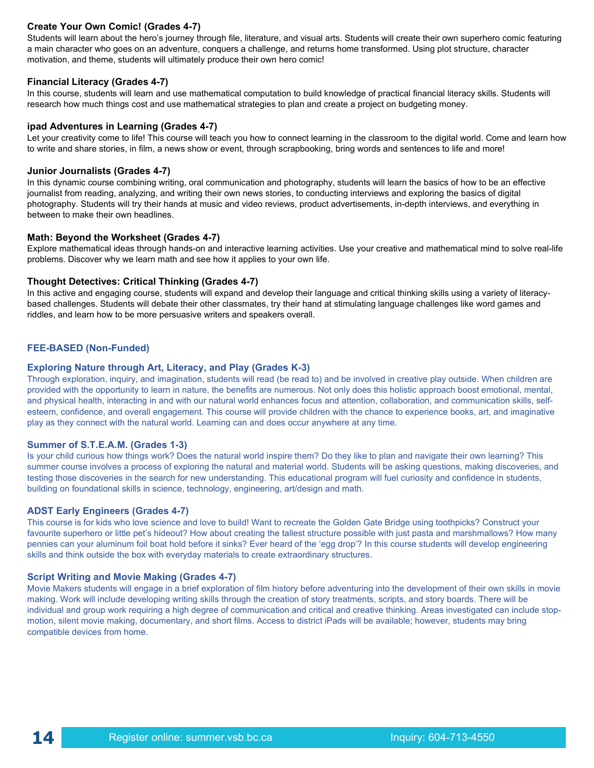### Create Your Own Comic! (Grades 4-7)

Students will learn about the hero's journey through file, literature, and visual arts. Students will create their own superhero comic featuring a main character who goes on an adventure, conquers a challenge, and returns home transformed. Using plot structure, character motivation, and theme, students will ultimately produce their own hero comic!

### Financial Literacy (Grades 4-7)

In this course, students will learn and use mathematical computation to build knowledge of practical financial literacy skills. Students will research how much things cost and use mathematical strategies to plan and create a project on budgeting money.

### ipad Adventures in Learning (Grades 4-7)

Let your creativity come to life! This course will teach you how to connect learning in the classroom to the digital world. Come and learn how to write and share stories, in film, a news show or event, through scrapbooking, bring words and sentences to life and more!

### Junior Journalists (Grades 4-7)

In this dynamic course combining writing, oral communication and photography, students will learn the basics of how to be an effective journalist from reading, analyzing, and writing their own news stories, to conducting interviews and exploring the basics of digital photography. Students will try their hands at music and video reviews, product advertisements, in-depth interviews, and everything in between to make their own headlines.

### Math: Beyond the Worksheet (Grades 4-7)

Explore mathematical ideas through hands-on and interactive learning activities. Use your creative and mathematical mind to solve real-life problems. Discover why we learn math and see how it applies to your own life.

### Thought Detectives: Critical Thinking (Grades 4-7)

In this active and engaging course, students will expand and develop their language and critical thinking skills using a variety of literacy-based challenges. Students will debate their other classmates, try their hand at stimulating language challenges like word games and riddles, and learn how to be more persuasive writers and speakers overall.

## FEE-BASED (Non-Funded)

### Exploring Nature through Art, Literacy, and Play (Grades K-3)

Through exploration, inquiry, and imagination, students will read (be read to) and be involved in creative play outside. When children are provided with the opportunity to learn in nature, the benefits are numerous. Not only does this holistic approach boost emotional, mental, and physical health, interacting in and with our natural world enhances focus and attention, collaboration, and communication skills, self-esteem, confidence, and overall engagement. This course will provide children with the chance to experience books, art, and imaginative play as they connect with the natural world. Learning can and does occur anywhere at any time.

### Summer of S.T.E.A.M. (Grades 1-3)

Is your child curious how things work? Does the natural world inspire them? Do they like to plan and navigate their own learning? This summer course involves a process of exploring the natural and material world. Students will be asking questions, making discoveries, and testing those discoveries in the search for new understanding. This educational program will fuel curiosity and confidence in students, building on foundational skills in science, technology, engineering, art/design and math.

### ADST Early Engineers (Grades 4-7)

This course is for kids who love science and love to build! Want to recreate the Golden Gate Bridge using toothpicks? Construct your favourite superhero or little pet's hideout? How about creating the tallest structure possible with just pasta and marshmallows? How many pennies can your aluminum foil boat hold before it sinks? Ever heard of the 'egg drop'? In this course students will develop engineering skills and think outside the box with everyday materials to create extraordinary structures.

### Script Writing and Movie Making (Grades 4-7)

Movie Makers students will engage in a brief exploration of film history before adventuring into the development of their own skills in movie making. Work will include developing writing skills through the creation of story treatments, scripts, and story boards. There will be individual and group work requiring a high degree of communication and critical and creative thinking. Areas investigated can include stop-motion, silent movie making, documentary, and short films. Access to district iPads will be available; however, students may bring compatible devices from home.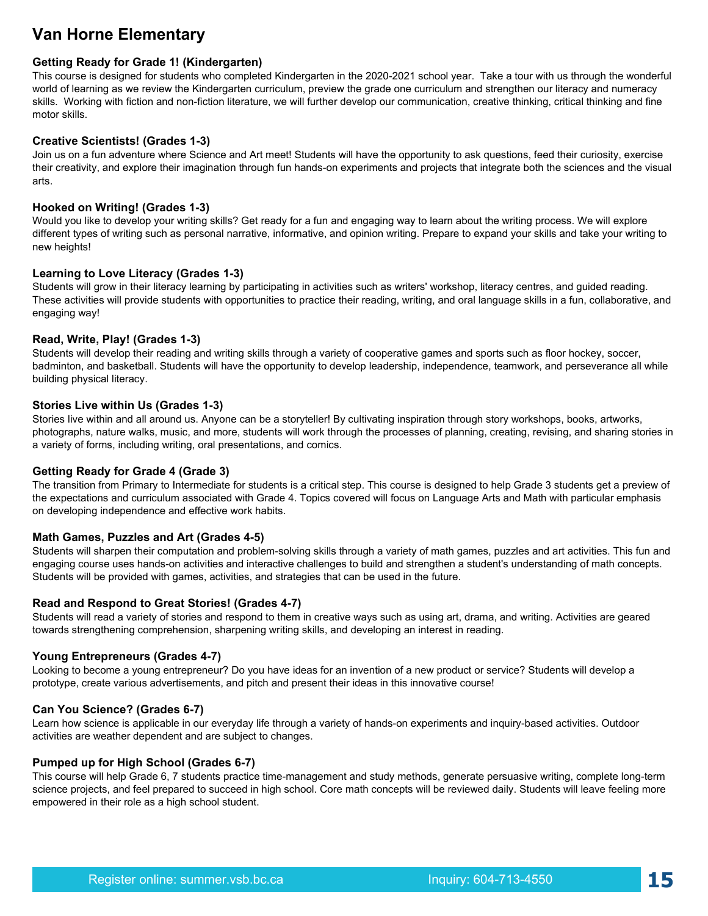# Van Horne Elementary

**Getting Ready for Grade 1! (Kindergarten)**
This course is designed for students who completed Kindergarten in the 2020-2021 school year. Take a tour with us through the wonderful world of learning as we review the Kindergarten curriculum, preview the grade one curriculum and strengthen our literacy and numeracy skills. Working with fiction and non-fiction literature, we will further develop our communication, creative thinking, critical thinking and fine motor skills.

**Creative Scientists! (Grades 1-3)**
Join us on a fun adventure where Science and Art meet! Students will have the opportunity to ask questions, feed their curiosity, exercise their creativity, and explore their imagination through fun hands-on experiments and projects that integrate both the sciences and the visual arts.

**Hooked on Writing! (Grades 1-3)**
Would you like to develop your writing skills? Get ready for a fun and engaging way to learn about the writing process. We will explore different types of writing such as personal narrative, informative, and opinion writing. Prepare to expand your skills and take your writing to new heights!

**Learning to Love Literacy (Grades 1-3)**
Students will grow in their literacy learning by participating in activities such as writers' workshop, literacy centres, and guided reading. These activities will provide students with opportunities to practice their reading, writing, and oral language skills in a fun, collaborative, and engaging way!

**Read, Write, Play! (Grades 1-3)**
Students will develop their reading and writing skills through a variety of cooperative games and sports such as floor hockey, soccer, badminton, and basketball. Students will have the opportunity to develop leadership, independence, teamwork, and perseverance all while building physical literacy.

**Stories Live within Us (Grades 1-3)**
Stories live within and all around us. Anyone can be a storyteller! By cultivating inspiration through story workshops, books, artworks, photographs, nature walks, music, and more, students will work through the processes of planning, creating, revising, and sharing stories in a variety of forms, including writing, oral presentations, and comics.

**Getting Ready for Grade 4 (Grade 3)**
The transition from Primary to Intermediate for students is a critical step. This course is designed to help Grade 3 students get a preview of the expectations and curriculum associated with Grade 4. Topics covered will focus on Language Arts and Math with particular emphasis on developing independence and effective work habits.

**Math Games, Puzzles and Art (Grades 4-5)**
Students will sharpen their computation and problem-solving skills through a variety of math games, puzzles and art activities. This fun and engaging course uses hands-on activities and interactive challenges to build and strengthen a student's understanding of math concepts. Students will be provided with games, activities, and strategies that can be used in the future.

**Read and Respond to Great Stories! (Grades 4-7)**
Students will read a variety of stories and respond to them in creative ways such as using art, drama, and writing. Activities are geared towards strengthening comprehension, sharpening writing skills, and developing an interest in reading.

**Young Entrepreneurs (Grades 4-7)**
Looking to become a young entrepreneur? Do you have ideas for an invention of a new product or service? Students will develop a prototype, create various advertisements, and pitch and present their ideas in this innovative course!

**Can You Science? (Grades 6-7)**
Learn how science is applicable in our everyday life through a variety of hands-on experiments and inquiry-based activities. Outdoor activities are weather dependent and are subject to changes.

**Pumped up for High School (Grades 6-7)**
This course will help Grade 6, 7 students practice time-management and study methods, generate persuasive writing, complete long-term science projects, and feel prepared to succeed in high school. Core math concepts will be reviewed daily. Students will leave feeling more empowered in their role as a high school student.

Register online: summer.vsb.bc.ca Inquiry: 604-713-4550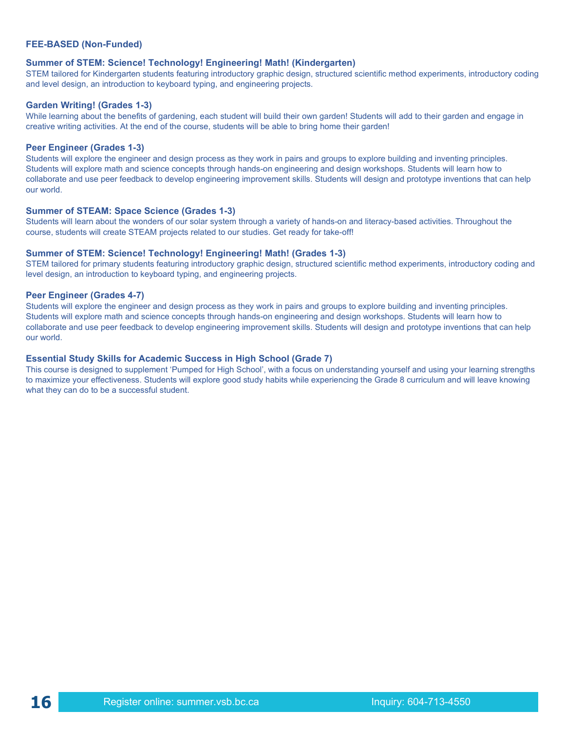**FEE-BASED (Non-Funded)**

**Summer of STEM: Science! Technology! Engineering! Math! (Kindergarten)**
STEM tailored for Kindergarten students featuring introductory graphic design, structured scientific method experiments, introductory coding and level design, an introduction to keyboard typing, and engineering projects.

**Garden Writing! (Grades 1-3)**
While learning about the benefits of gardening, each student will build their own garden! Students will add to their garden and engage in creative writing activities. At the end of the course, students will be able to bring home their garden!

**Peer Engineer (Grades 1-3)**
Students will explore the engineer and design process as they work in pairs and groups to explore building and inventing principles. Students will explore math and science concepts through hands-on engineering and design workshops. Students will learn how to collaborate and use peer feedback to develop engineering improvement skills. Students will design and prototype inventions that can help our world.

**Summer of STEAM: Space Science (Grades 1-3)**
Students will learn about the wonders of our solar system through a variety of hands-on and literacy-based activities. Throughout the course, students will create STEAM projects related to our studies. Get ready for take-off!

**Summer of STEM: Science! Technology! Engineering! Math! (Grades 1-3)**
STEM tailored for primary students featuring introductory graphic design, structured scientific method experiments, introductory coding and level design, an introduction to keyboard typing, and engineering projects.

**Peer Engineer (Grades 4-7)**
Students will explore the engineer and design process as they work in pairs and groups to explore building and inventing principles. Students will explore math and science concepts through hands-on engineering and design workshops. Students will learn how to collaborate and use peer feedback to develop engineering improvement skills. Students will design and prototype inventions that can help our world.

**Essential Study Skills for Academic Success in High School (Grade 7)**
This course is designed to supplement 'Pumped for High School', with a focus on understanding yourself and using your learning strengths to maximize your effectiveness. Students will explore good study habits while experiencing the Grade 8 curriculum and will leave knowing what they can do to be a successful student.